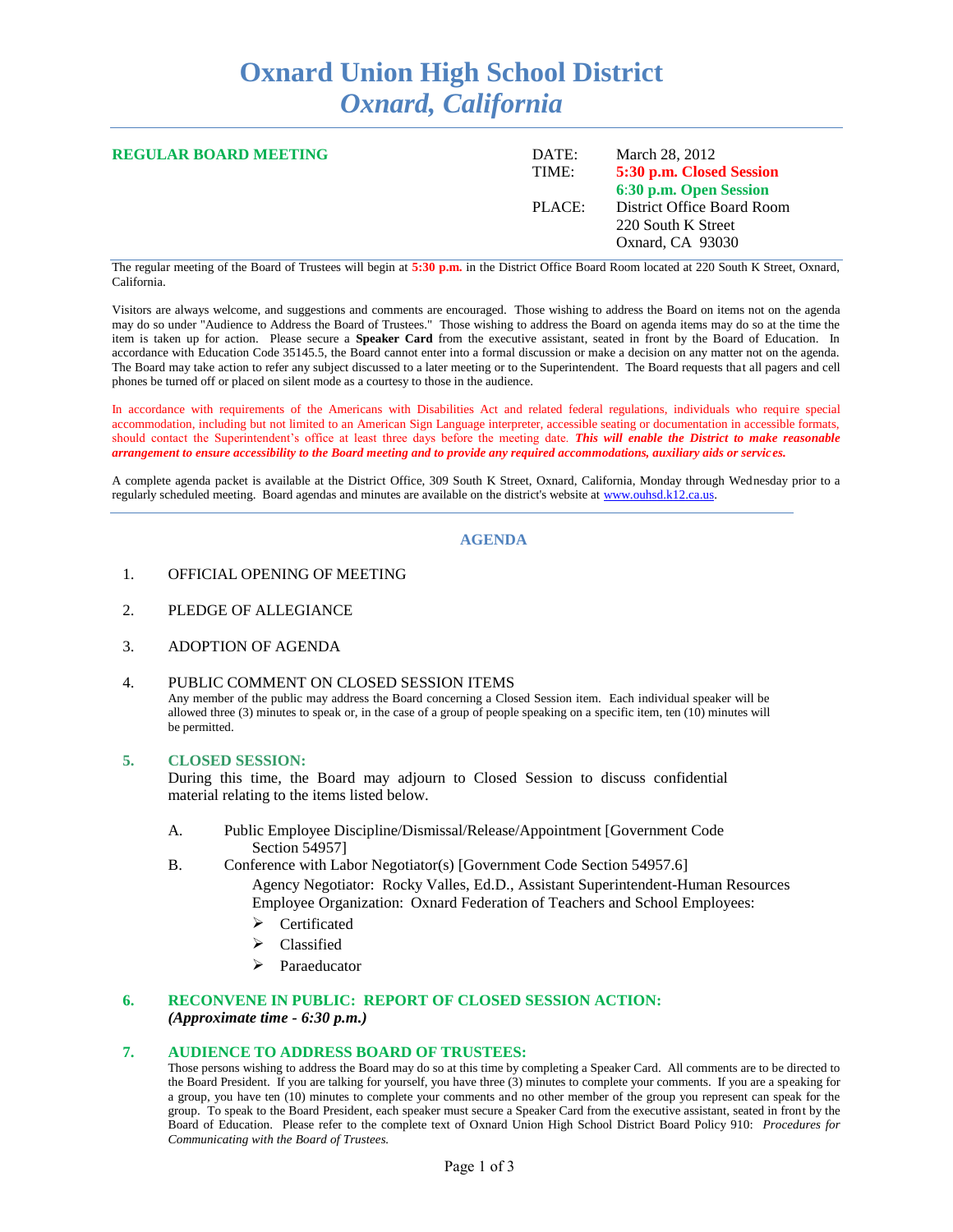# Oxnard Union High School District
## *Oxnard, California*

**REGULAR BOARD MEETING**

| | |
|---|---|
| DATE: | March 28, 2012 |
| TIME: | **5:30 p.m. Closed Session** |
| | **6:30 p.m. Open Session** |
| PLACE: | District Office Board Room |
| | 220 South K Street |
| | Oxnard, CA 93030 |

The regular meeting of the Board of Trustees will begin at **5:30 p.m.** in the District Office Board Room located at 220 South K Street, Oxnard, California.

Visitors are always welcome, and suggestions and comments are encouraged. Those wishing to address the Board on items not on the agenda may do so under "Audience to Address the Board of Trustees." Those wishing to address the Board on agenda items may do so at the time the item is taken up for action. Please secure a **Speaker Card** from the executive assistant, seated in front by the Board of Education. In accordance with Education Code 35145.5, the Board cannot enter into a formal discussion or make a decision on any matter not on the agenda. The Board may take action to refer any subject discussed to a later meeting or to the Superintendent. The Board requests that all pagers and cell phones be turned off or placed on silent mode as a courtesy to those in the audience.

In accordance with requirements of the Americans with Disabilities Act and related federal regulations, individuals who require special accommodation, including but not limited to an American Sign Language interpreter, accessible seating or documentation in accessible formats, should contact the Superintendent's office at least three days before the meeting date. ***This will enable the District to make reasonable arrangement to ensure accessibility to the Board meeting and to provide any required accommodations, auxiliary aids or services.***

A complete agenda packet is available at the District Office, 309 South K Street, Oxnard, California, Monday through Wednesday prior to a regularly scheduled meeting. Board agendas and minutes are available on the district's website at www.ouhsd.k12.ca.us.

## AGENDA

1. OFFICIAL OPENING OF MEETING

2. PLEDGE OF ALLEGIANCE

3. ADOPTION OF AGENDA

4. PUBLIC COMMENT ON CLOSED SESSION ITEMS
   Any member of the public may address the Board concerning a Closed Session item. Each individual speaker will be allowed three (3) minutes to speak or, in the case of a group of people speaking on a specific item, ten (10) minutes will be permitted.

5. **CLOSED SESSION:**
   During this time, the Board may adjourn to Closed Session to discuss confidential material relating to the items listed below.

   A. Public Employee Discipline/Dismissal/Release/Appointment [Government Code Section 54957]

   B. Conference with Labor Negotiator(s) [Government Code Section 54957.6]
      Agency Negotiator: Rocky Valles, Ed.D., Assistant Superintendent-Human Resources
      Employee Organization: Oxnard Federation of Teachers and School Employees:
      - Certificated
      - Classified
      - Paraeducator

6. **RECONVENE IN PUBLIC: REPORT OF CLOSED SESSION ACTION:**
   ***(Approximate time - 6:30 p.m.)***

7. **AUDIENCE TO ADDRESS BOARD OF TRUSTEES:**
   Those persons wishing to address the Board may do so at this time by completing a Speaker Card. All comments are to be directed to the Board President. If you are talking for yourself, you have three (3) minutes to complete your comments. If you are a speaking for a group, you have ten (10) minutes to complete your comments and no other member of the group you represent can speak for the group. To speak to the Board President, each speaker must secure a Speaker Card from the executive assistant, seated in front by the Board of Education. Please refer to the complete text of Oxnard Union High School District Board Policy 910: *Procedures for Communicating with the Board of Trustees.*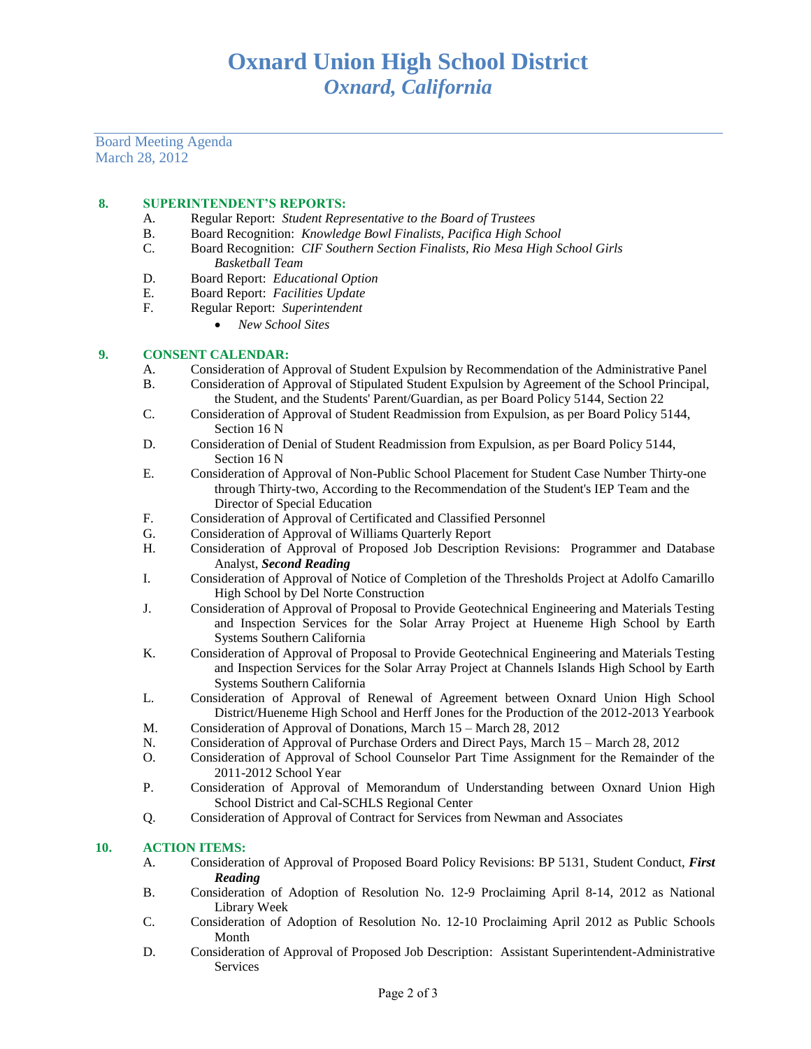# Oxnard Union High School District
## *Oxnard, California*

Board Meeting Agenda
March 28, 2012

**8. SUPERINTENDENT'S REPORTS:**

A. Regular Report: *Student Representative to the Board of Trustees*
B. Board Recognition: *Knowledge Bowl Finalists, Pacifica High School*
C. Board Recognition: *CIF Southern Section Finalists, Rio Mesa High School Girls Basketball Team*
D. Board Report: *Educational Option*
E. Board Report: *Facilities Update*
F. Regular Report: *Superintendent*
- *New School Sites*

**9. CONSENT CALENDAR:**

A. Consideration of Approval of Student Expulsion by Recommendation of the Administrative Panel
B. Consideration of Approval of Stipulated Student Expulsion by Agreement of the School Principal, the Student, and the Students' Parent/Guardian, as per Board Policy 5144, Section 22
C. Consideration of Approval of Student Readmission from Expulsion, as per Board Policy 5144, Section 16 N
D. Consideration of Denial of Student Readmission from Expulsion, as per Board Policy 5144, Section 16 N
E. Consideration of Approval of Non-Public School Placement for Student Case Number Thirty-one through Thirty-two, According to the Recommendation of the Student's IEP Team and the Director of Special Education
F. Consideration of Approval of Certificated and Classified Personnel
G. Consideration of Approval of Williams Quarterly Report
H. Consideration of Approval of Proposed Job Description Revisions: Programmer and Database Analyst, ***Second Reading***
I. Consideration of Approval of Notice of Completion of the Thresholds Project at Adolfo Camarillo High School by Del Norte Construction
J. Consideration of Approval of Proposal to Provide Geotechnical Engineering and Materials Testing and Inspection Services for the Solar Array Project at Hueneme High School by Earth Systems Southern California
K. Consideration of Approval of Proposal to Provide Geotechnical Engineering and Materials Testing and Inspection Services for the Solar Array Project at Channels Islands High School by Earth Systems Southern California
L. Consideration of Approval of Renewal of Agreement between Oxnard Union High School District/Hueneme High School and Herff Jones for the Production of the 2012-2013 Yearbook
M. Consideration of Approval of Donations, March 15 – March 28, 2012
N. Consideration of Approval of Purchase Orders and Direct Pays, March 15 – March 28, 2012
O. Consideration of Approval of School Counselor Part Time Assignment for the Remainder of the 2011-2012 School Year
P. Consideration of Approval of Memorandum of Understanding between Oxnard Union High School District and Cal-SCHLS Regional Center
Q. Consideration of Approval of Contract for Services from Newman and Associates

**10. ACTION ITEMS:**

A. Consideration of Approval of Proposed Board Policy Revisions: BP 5131, Student Conduct, ***First Reading***
B. Consideration of Adoption of Resolution No. 12-9 Proclaiming April 8-14, 2012 as National Library Week
C. Consideration of Adoption of Resolution No. 12-10 Proclaiming April 2012 as Public Schools Month
D. Consideration of Approval of Proposed Job Description: Assistant Superintendent-Administrative Services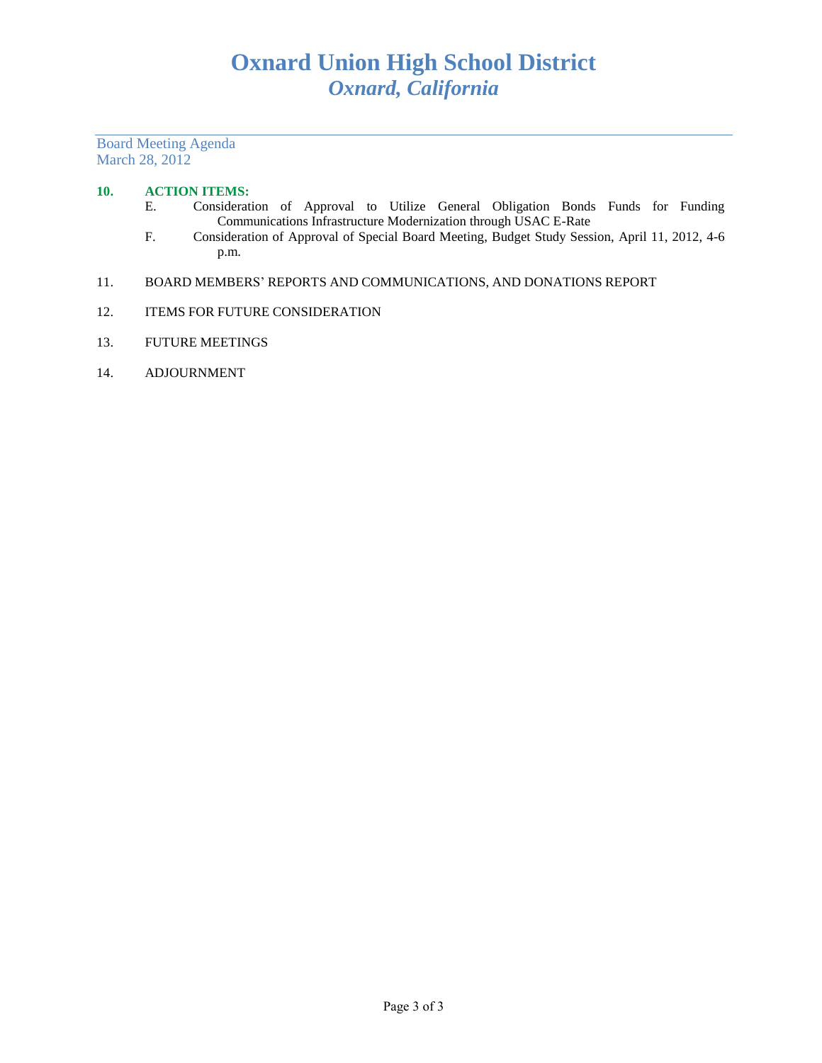# Oxnard Union High School District
## *Oxnard, California*

Board Meeting Agenda
March 28, 2012

**10. ACTION ITEMS:**

E. Consideration of Approval to Utilize General Obligation Bonds Funds for Funding Communications Infrastructure Modernization through USAC E-Rate

F. Consideration of Approval of Special Board Meeting, Budget Study Session, April 11, 2012, 4-6 p.m.

11. BOARD MEMBERS' REPORTS AND COMMUNICATIONS, AND DONATIONS REPORT

12. ITEMS FOR FUTURE CONSIDERATION

13. FUTURE MEETINGS

14. ADJOURNMENT